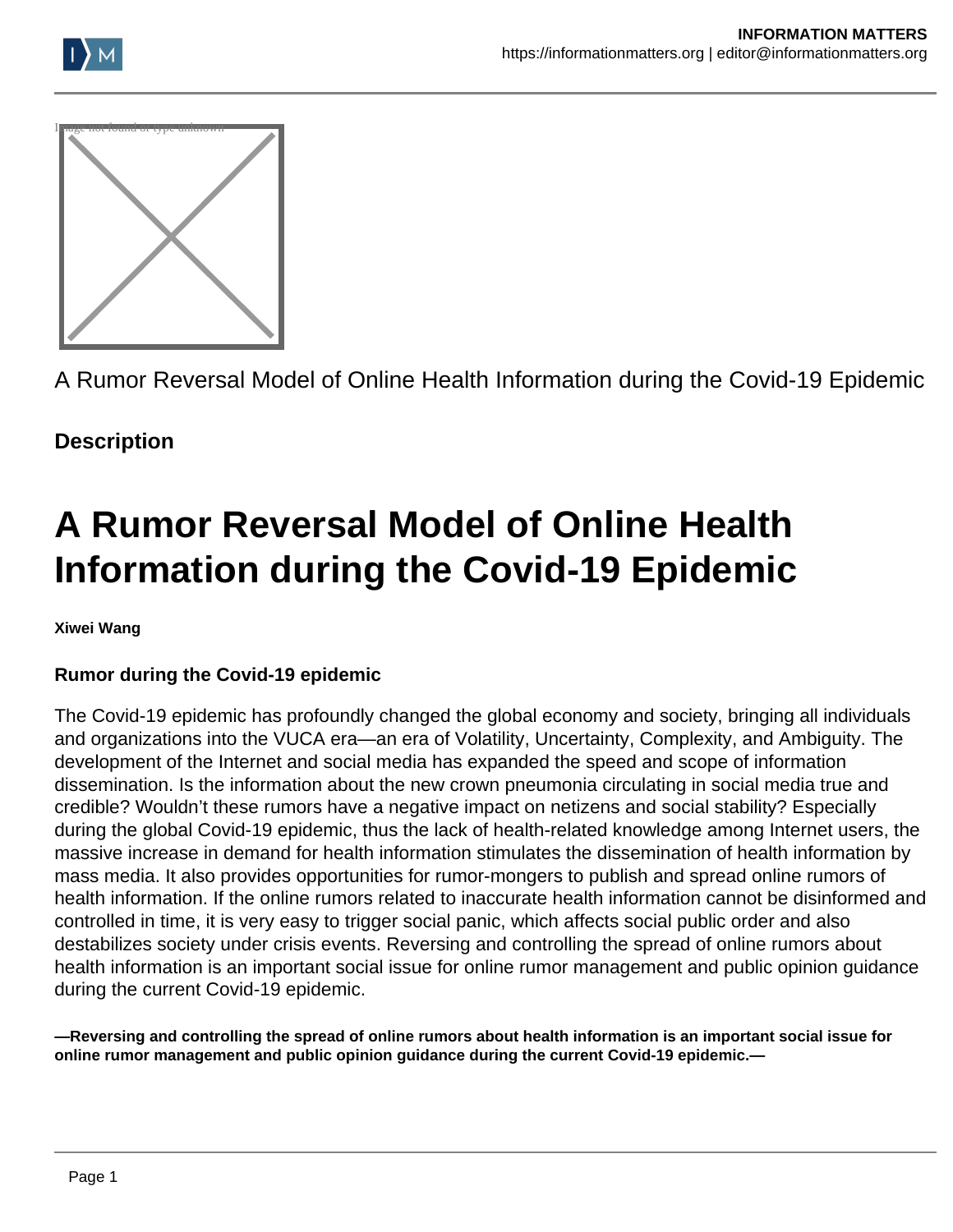A Rumor Reversal Model of Online Health Information during the Covid-19 Epidemic

**Description**

# A Rumor Reversal Model of Online Health Information during the Covid-19 Epidemic

**Xiwei Wang**

### Rumor during the Covid-19 epidemic

The Covid-19 epidemic has profoundly changed the global economy and society, bringing all individuals and organizations into the VUCA era—an era of Volatility, Uncertainty, Complexity, and Ambiguity. The development of the Internet and social media has expanded the speed and scope of information dissemination. Is the information about the new crown pneumonia circulating in social media true and credible? Wouldn't these rumors have a negative impact on netizens and social stability? Especially during the global Covid-19 epidemic, thus the lack of health-related knowledge among Internet users, the massive increase in demand for health information stimulates the dissemination of health information by mass media. It also provides opportunities for rumor-mongers to publish and spread online rumors of health information. If the online rumors related to inaccurate health information cannot be disinformed and controlled in time, it is very easy to trigger social panic, which affects social public order and also destabilizes society under crisis events. Reversing and controlling the spread of online rumors about health information is an important social issue for online rumor management and public opinion guidance during the current Covid-19 epidemic.

**—Reversing and controlling the spread of online rumors about health information is an important social issue for online rumor management and public opinion guidance during the current Covid-19 epidemic.—**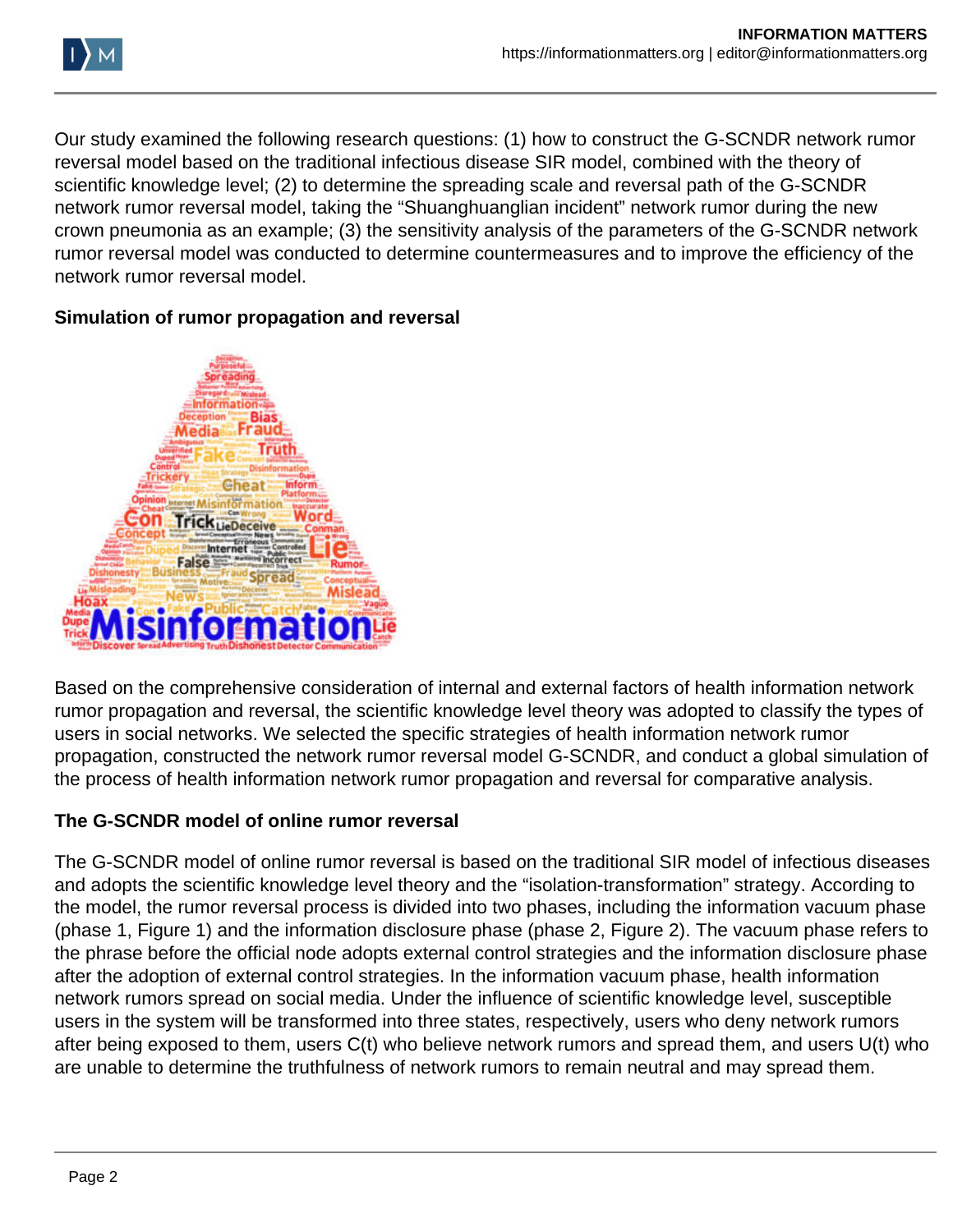Our study examined the following research questions: (1) how to construct the G-SCNDR network rumor reversal model based on the traditional infectious disease SIR model, combined with the theory of scientific knowledge level; (2) to determine the spreading scale and reversal path of the G-SCNDR network rumor reversal model, taking the "Shuanghuanglian incident" network rumor during the new crown pneumonia as an example; (3) the sensitivity analysis of the parameters of the G-SCNDR network rumor reversal model was conducted to determine countermeasures and to improve the efficiency of the network rumor reversal model.

**Simulation of rumor propagation and reversal**

Based on the comprehensive consideration of internal and external factors of health information network rumor propagation and reversal, the scientific knowledge level theory was adopted to classify the types of users in social networks. We selected the specific strategies of health information network rumor propagation, constructed the network rumor reversal model G-SCNDR, and conduct a global simulation of the process of health information network rumor propagation and reversal for comparative analysis.

**The G-SCNDR model of online rumor reversal**

The G-SCNDR model of online rumor reversal is based on the traditional SIR model of infectious diseases and adopts the scientific knowledge level theory and the "isolation-transformation" strategy. According to the model, the rumor reversal process is divided into two phases, including the information vacuum phase (phase 1, Figure 1) and the information disclosure phase (phase 2, Figure 2). The vacuum phase refers to the phrase before the official node adopts external control strategies and the information disclosure phase after the adoption of external control strategies. In the information vacuum phase, health information network rumors spread on social media. Under the influence of scientific knowledge level, susceptible users in the system will be transformed into three states, respectively, users who deny network rumors after being exposed to them, users $C(t)$ who believe network rumors and spread them, and users $U(t)$ who are unable to determine the truthfulness of network rumors to remain neutral and may spread them.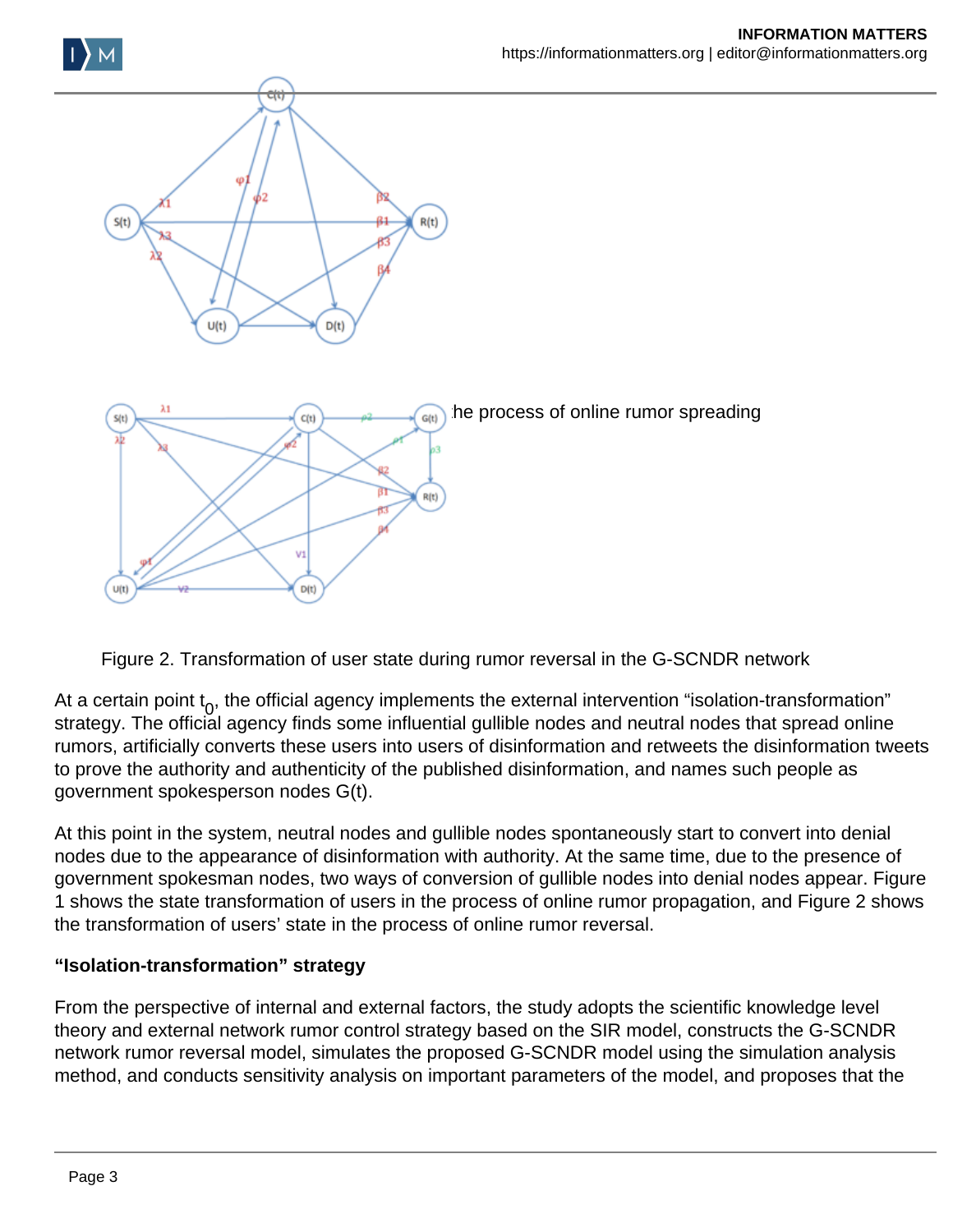he process of online rumor spreading

Figure 2. Transformation of user state during rumor reversal in the G-SCNDR network

At a certain point $t_0$, the official agency implements the external intervention "isolation-transformation" strategy. The official agency finds some influential gullible nodes and neutral nodes that spread online rumors, artificially converts these users into users of disinformation and retweets the disinformation tweets to prove the authority and authenticity of the published disinformation, and names such people as government spokesperson nodes G(t).

At this point in the system, neutral nodes and gullible nodes spontaneously start to convert into denial nodes due to the appearance of disinformation with authority. At the same time, due to the presence of government spokesman nodes, two ways of conversion of gullible nodes into denial nodes appear. Figure 1 shows the state transformation of users in the process of online rumor propagation, and Figure 2 shows the transformation of users' state in the process of online rumor reversal.

**"Isolation-transformation" strategy**

From the perspective of internal and external factors, the study adopts the scientific knowledge level theory and external network rumor control strategy based on the SIR model, constructs the G-SCNDR network rumor reversal model, simulates the proposed G-SCNDR model using the simulation analysis method, and conducts sensitivity analysis on important parameters of the model, and proposes that the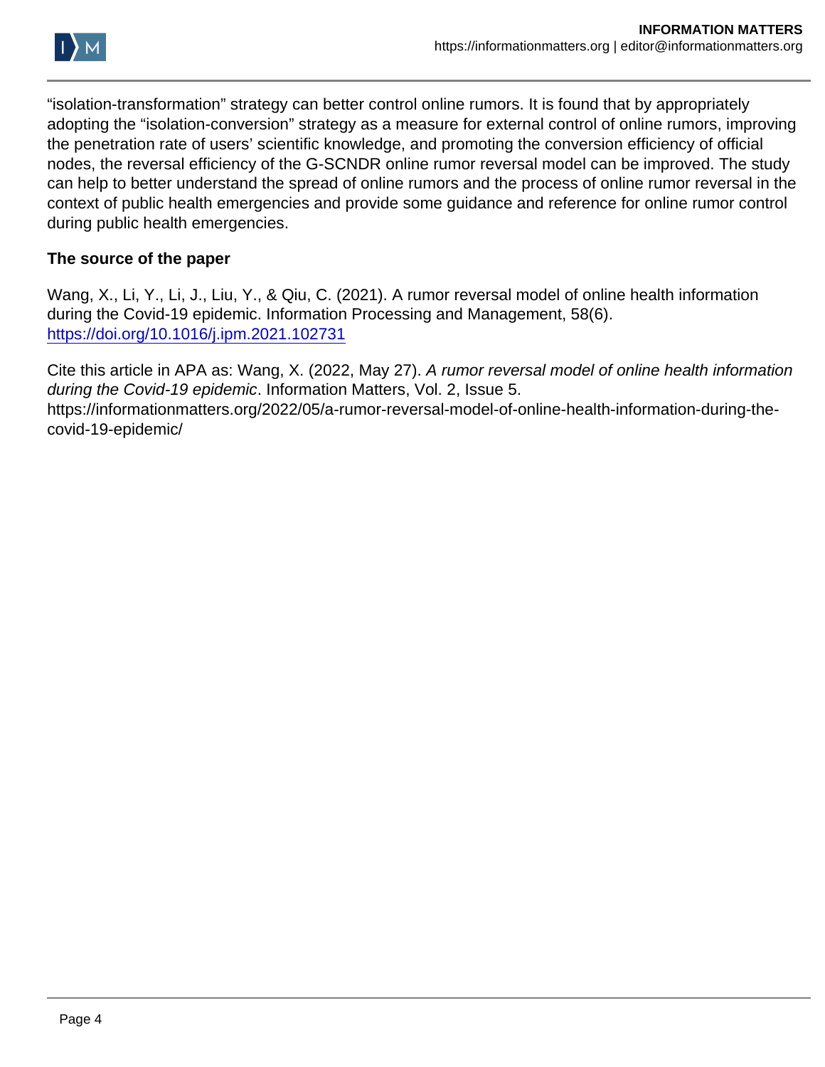“isolation-transformation” strategy can better control online rumors. It is found that by appropriately adopting the “isolation-conversion” strategy as a measure for external control of online rumors, improving the penetration rate of users’ scientific knowledge, and promoting the conversion efficiency of official nodes, the reversal efficiency of the G-SCNDR online rumor reversal model can be improved. The study can help to better understand the spread of online rumors and the process of online rumor reversal in the context of public health emergencies and provide some guidance and reference for online rumor control during public health emergencies.

**The source of the paper**

Wang, X., Li, Y., Li, J., Liu, Y., & Qiu, C. (2021). A rumor reversal model of online health information during the Covid-19 epidemic. Information Processing and Management, 58(6). https://doi.org/10.1016/j.ipm.2021.102731

Cite this article in APA as: Wang, X. (2022, May 27). *A rumor reversal model of online health information during the Covid-19 epidemic*. Information Matters, Vol. 2, Issue 5. https://informationmatters.org/2022/05/a-rumor-reversal-model-of-online-health-information-during-the-covid-19-epidemic/